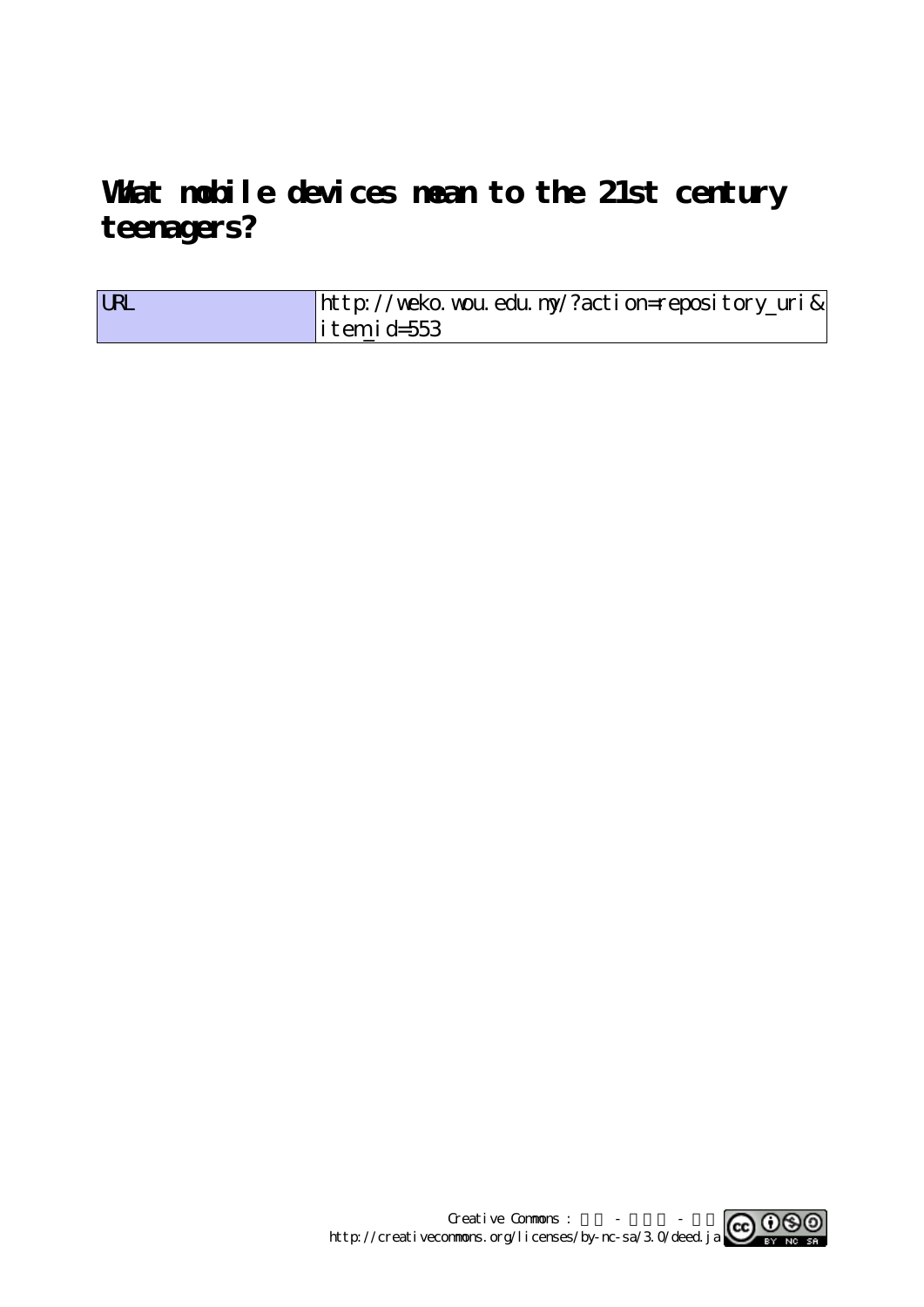# What mobile devices mean to the 21st century teenagers?

| URL | http://weko.wou.edu.my/?action=repository_uri&item_id=553 |
| --- | --- |

Creative Commons : 表示 - 非営利 - 継承
http://creativecommons.org/licenses/by-nc-sa/3.0/deed.ja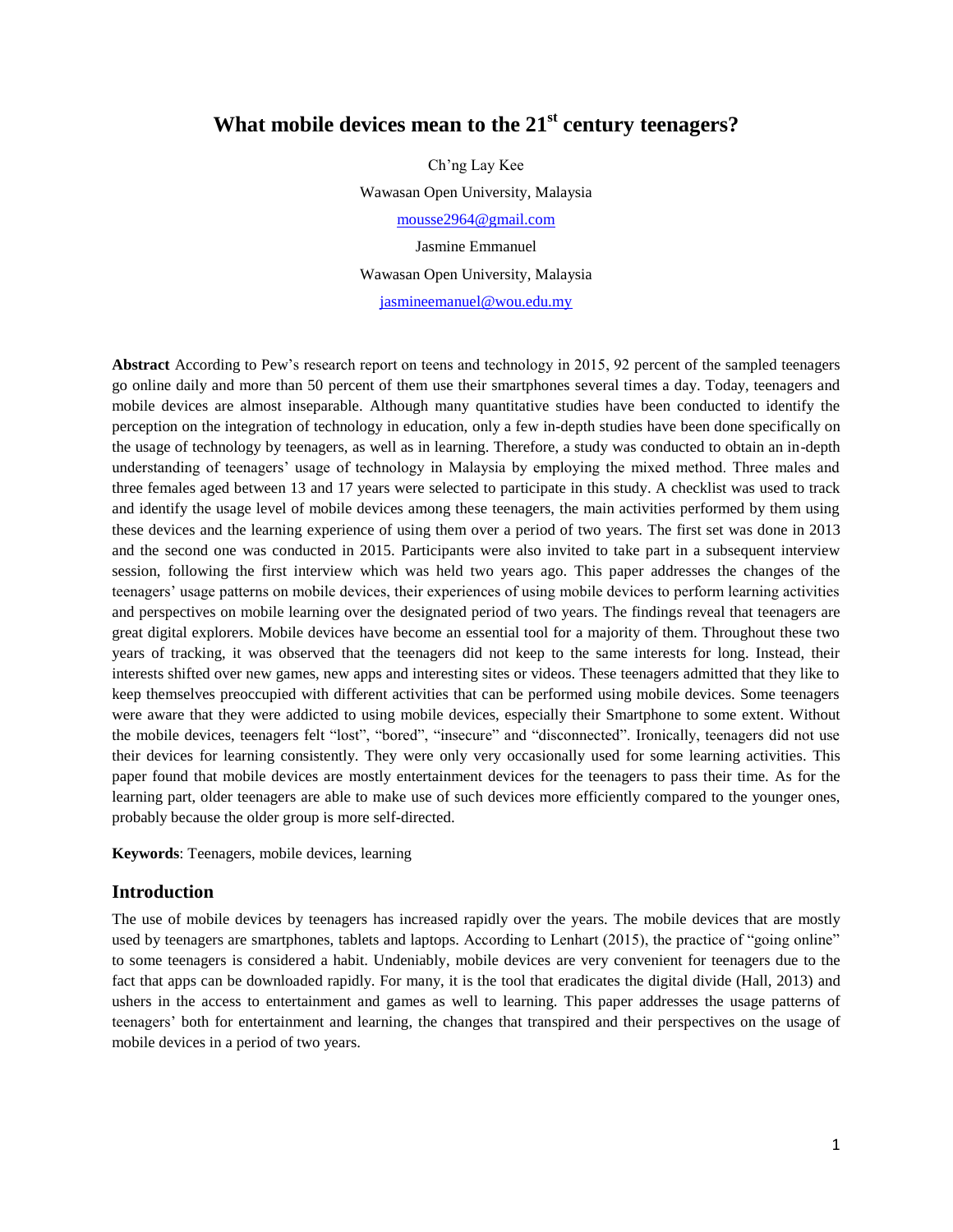// What mobile devices mean to the 21st century teenagers?

Ch'ng Lay Kee

Wawasan Open University, Malaysia

mousse2964@gmail.com

Jasmine Emmanuel

Wawasan Open University, Malaysia

jasmineemanuel@wou.edu.my

**Abstract** According to Pew's research report on teens and technology in 2015, 92 percent of the sampled teenagers go online daily and more than 50 percent of them use their smartphones several times a day. Today, teenagers and mobile devices are almost inseparable. Although many quantitative studies have been conducted to identify the perception on the integration of technology in education, only a few in-depth studies have been done specifically on the usage of technology by teenagers, as well as in learning. Therefore, a study was conducted to obtain an in-depth understanding of teenagers' usage of technology in Malaysia by employing the mixed method. Three males and three females aged between 13 and 17 years were selected to participate in this study. A checklist was used to track and identify the usage level of mobile devices among these teenagers, the main activities performed by them using these devices and the learning experience of using them over a period of two years. The first set was done in 2013 and the second one was conducted in 2015. Participants were also invited to take part in a subsequent interview session, following the first interview which was held two years ago. This paper addresses the changes of the teenagers' usage patterns on mobile devices, their experiences of using mobile devices to perform learning activities and perspectives on mobile learning over the designated period of two years. The findings reveal that teenagers are great digital explorers. Mobile devices have become an essential tool for a majority of them. Throughout these two years of tracking, it was observed that the teenagers did not keep to the same interests for long. Instead, their interests shifted over new games, new apps and interesting sites or videos. These teenagers admitted that they like to keep themselves preoccupied with different activities that can be performed using mobile devices. Some teenagers were aware that they were addicted to using mobile devices, especially their Smartphone to some extent. Without the mobile devices, teenagers felt "lost", "bored", "insecure" and "disconnected". Ironically, teenagers did not use their devices for learning consistently. They were only very occasionally used for some learning activities. This paper found that mobile devices are mostly entertainment devices for the teenagers to pass their time. As for the learning part, older teenagers are able to make use of such devices more efficiently compared to the younger ones, probably because the older group is more self-directed.

**Keywords**: Teenagers, mobile devices, learning

## Introduction

The use of mobile devices by teenagers has increased rapidly over the years. The mobile devices that are mostly used by teenagers are smartphones, tablets and laptops. According to Lenhart (2015), the practice of "going online" to some teenagers is considered a habit. Undeniably, mobile devices are very convenient for teenagers due to the fact that apps can be downloaded rapidly. For many, it is the tool that eradicates the digital divide (Hall, 2013) and ushers in the access to entertainment and games as well to learning. This paper addresses the usage patterns of teenagers' both for entertainment and learning, the changes that transpired and their perspectives on the usage of mobile devices in a period of two years.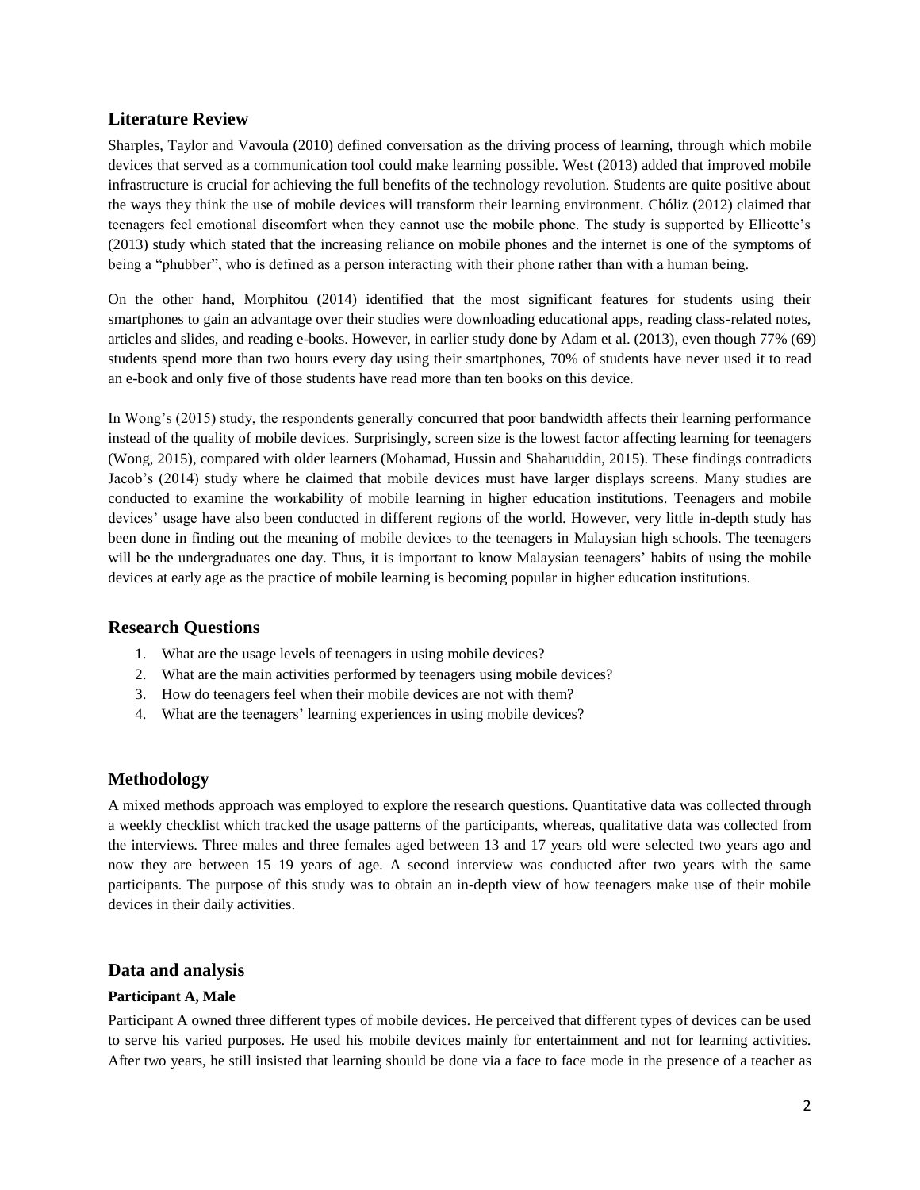## Literature Review

Sharples, Taylor and Vavoula (2010) defined conversation as the driving process of learning, through which mobile devices that served as a communication tool could make learning possible. West (2013) added that improved mobile infrastructure is crucial for achieving the full benefits of the technology revolution. Students are quite positive about the ways they think the use of mobile devices will transform their learning environment. Chóliz (2012) claimed that teenagers feel emotional discomfort when they cannot use the mobile phone. The study is supported by Ellicotte's (2013) study which stated that the increasing reliance on mobile phones and the internet is one of the symptoms of being a "phubber", who is defined as a person interacting with their phone rather than with a human being.

On the other hand, Morphitou (2014) identified that the most significant features for students using their smartphones to gain an advantage over their studies were downloading educational apps, reading class-related notes, articles and slides, and reading e-books. However, in earlier study done by Adam et al. (2013), even though 77% (69) students spend more than two hours every day using their smartphones, 70% of students have never used it to read an e-book and only five of those students have read more than ten books on this device.

In Wong's (2015) study, the respondents generally concurred that poor bandwidth affects their learning performance instead of the quality of mobile devices. Surprisingly, screen size is the lowest factor affecting learning for teenagers (Wong, 2015), compared with older learners (Mohamad, Hussin and Shaharuddin, 2015). These findings contradicts Jacob's (2014) study where he claimed that mobile devices must have larger displays screens. Many studies are conducted to examine the workability of mobile learning in higher education institutions. Teenagers and mobile devices' usage have also been conducted in different regions of the world. However, very little in-depth study has been done in finding out the meaning of mobile devices to the teenagers in Malaysian high schools. The teenagers will be the undergraduates one day. Thus, it is important to know Malaysian teenagers' habits of using the mobile devices at early age as the practice of mobile learning is becoming popular in higher education institutions.

## Research Questions

1. What are the usage levels of teenagers in using mobile devices?
2. What are the main activities performed by teenagers using mobile devices?
3. How do teenagers feel when their mobile devices are not with them?
4. What are the teenagers' learning experiences in using mobile devices?

## Methodology

A mixed methods approach was employed to explore the research questions. Quantitative data was collected through a weekly checklist which tracked the usage patterns of the participants, whereas, qualitative data was collected from the interviews. Three males and three females aged between 13 and 17 years old were selected two years ago and now they are between 15–19 years of age. A second interview was conducted after two years with the same participants. The purpose of this study was to obtain an in-depth view of how teenagers make use of their mobile devices in their daily activities.

## Data and analysis

### Participant A, Male

Participant A owned three different types of mobile devices. He perceived that different types of devices can be used to serve his varied purposes. He used his mobile devices mainly for entertainment and not for learning activities. After two years, he still insisted that learning should be done via a face to face mode in the presence of a teacher as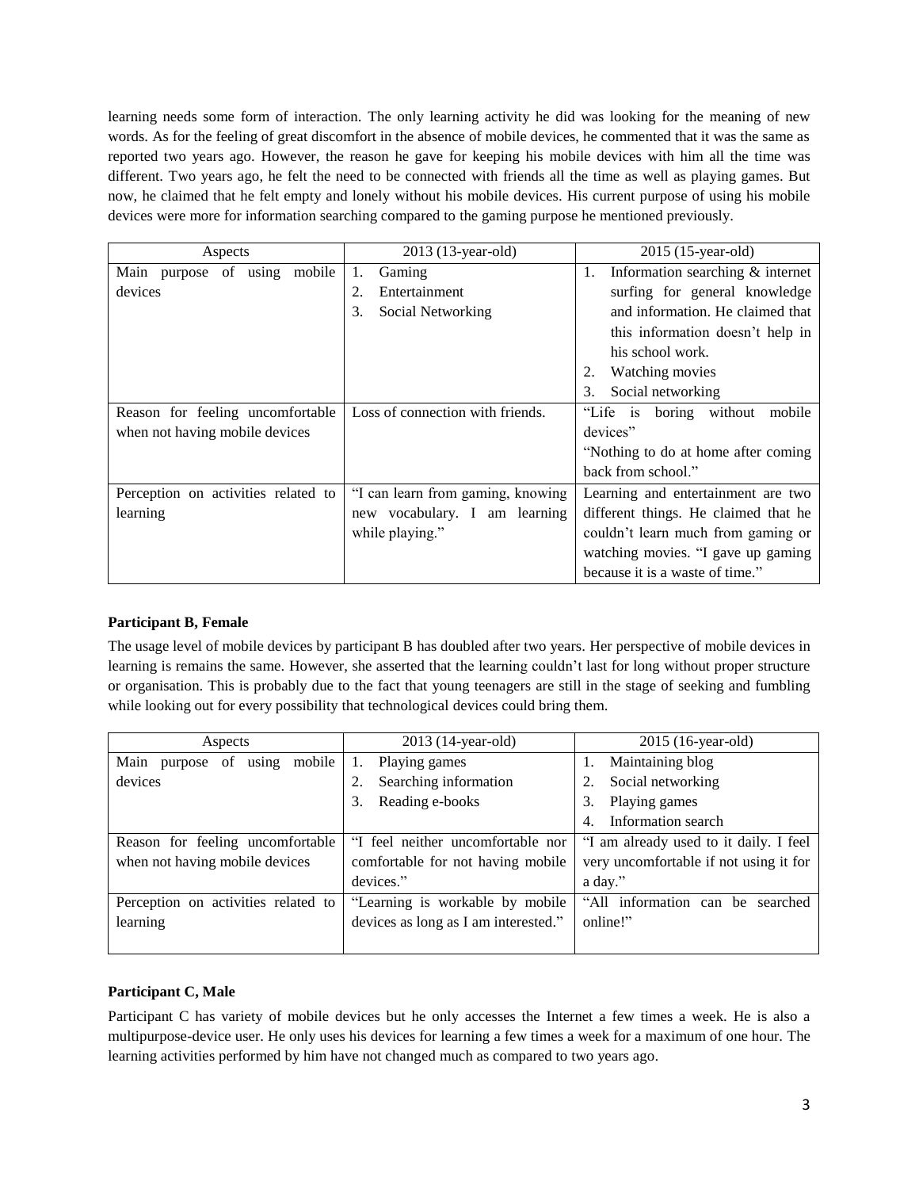learning needs some form of interaction. The only learning activity he did was looking for the meaning of new words. As for the feeling of great discomfort in the absence of mobile devices, he commented that it was the same as reported two years ago. However, the reason he gave for keeping his mobile devices with him all the time was different. Two years ago, he felt the need to be connected with friends all the time as well as playing games. But now, he claimed that he felt empty and lonely without his mobile devices. His current purpose of using his mobile devices were more for information searching compared to the gaming purpose he mentioned previously.

| Aspects | 2013 (13-year-old) | 2015 (15-year-old) |
|---|---|---|
| Main purpose of using mobile devices | 1. Gaming<br>2. Entertainment<br>3. Social Networking | 1. Information searching & internet surfing for general knowledge and information. He claimed that this information doesn't help in his school work.<br>2. Watching movies<br>3. Social networking |
| Reason for feeling uncomfortable when not having mobile devices | Loss of connection with friends. | "Life is boring without mobile devices"<br>"Nothing to do at home after coming back from school." |
| Perception on activities related to learning | "I can learn from gaming, knowing new vocabulary. I am learning while playing." | Learning and entertainment are two different things. He claimed that he couldn't learn much from gaming or watching movies. "I gave up gaming because it is a waste of time." |

**Participant B, Female**

The usage level of mobile devices by participant B has doubled after two years. Her perspective of mobile devices in learning is remains the same. However, she asserted that the learning couldn't last for long without proper structure or organisation. This is probably due to the fact that young teenagers are still in the stage of seeking and fumbling while looking out for every possibility that technological devices could bring them.

| Aspects | 2013 (14-year-old) | 2015 (16-year-old) |
|---|---|---|
| Main purpose of using mobile devices | 1. Playing games<br>2. Searching information<br>3. Reading e-books | 1. Maintaining blog<br>2. Social networking<br>3. Playing games<br>4. Information search |
| Reason for feeling uncomfortable when not having mobile devices | "I feel neither uncomfortable nor comfortable for not having mobile devices." | "I am already used to it daily. I feel very uncomfortable if not using it for a day." |
| Perception on activities related to learning | "Learning is workable by mobile devices as long as I am interested." | "All information can be searched online!" |

**Participant C, Male**

Participant C has variety of mobile devices but he only accesses the Internet a few times a week. He is also a multipurpose-device user. He only uses his devices for learning a few times a week for a maximum of one hour. The learning activities performed by him have not changed much as compared to two years ago.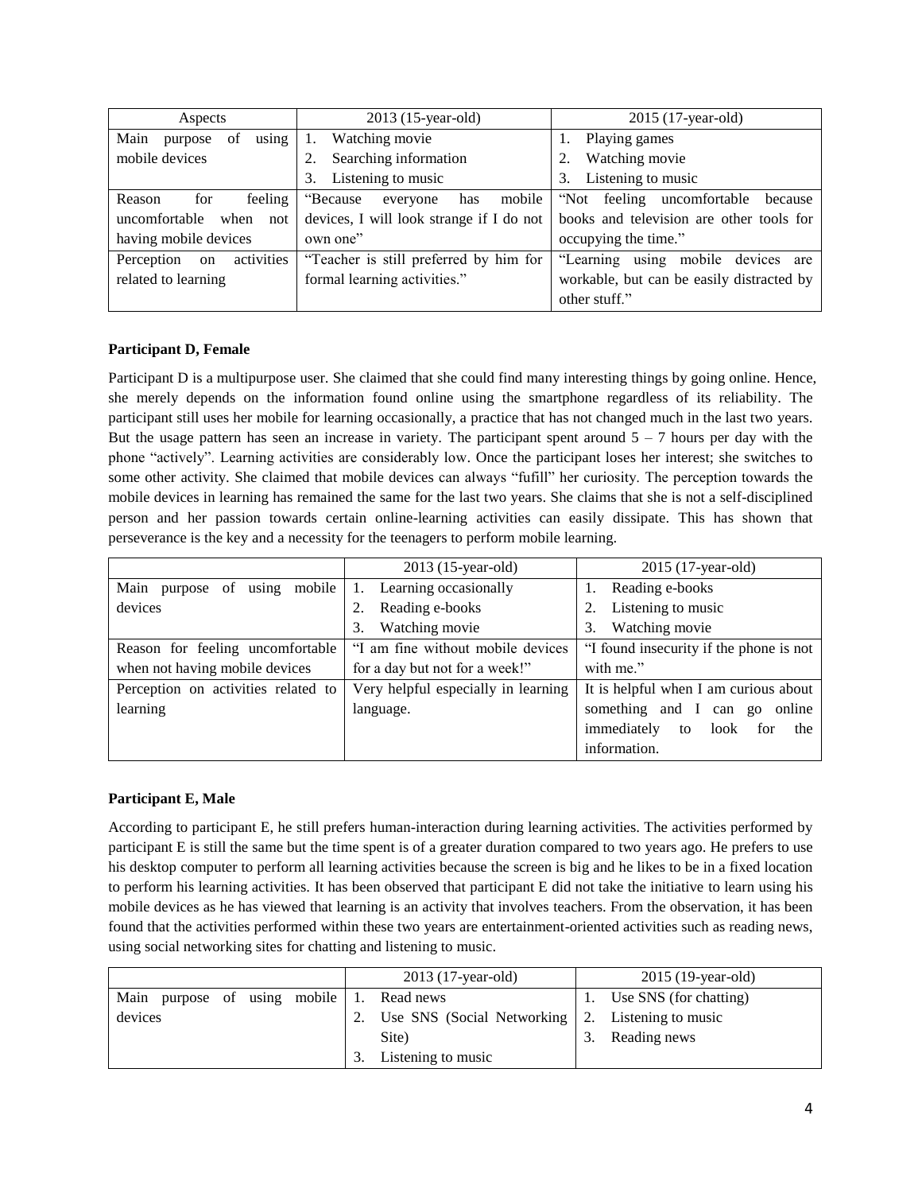| Aspects | 2013 (15-year-old) | 2015 (17-year-old) |
| --- | --- | --- |
| Main purpose of using mobile devices | 1. Watching movie<br>2. Searching information<br>3. Listening to music | 1. Playing games<br>2. Watching movie<br>3. Listening to music |
| Reason for feeling uncomfortable when not having mobile devices | "Because everyone has mobile devices, I will look strange if I do not own one" | "Not feeling uncomfortable because books and television are other tools for occupying the time." |
| Perception on activities related to learning | "Teacher is still preferred by him for formal learning activities." | "Learning using mobile devices are workable, but can be easily distracted by other stuff." |

**Participant D, Female**

Participant D is a multipurpose user. She claimed that she could find many interesting things by going online. Hence, she merely depends on the information found online using the smartphone regardless of its reliability. The participant still uses her mobile for learning occasionally, a practice that has not changed much in the last two years. But the usage pattern has seen an increase in variety. The participant spent around 5 – 7 hours per day with the phone "actively". Learning activities are considerably low. Once the participant loses her interest; she switches to some other activity. She claimed that mobile devices can always "fufill" her curiosity. The perception towards the mobile devices in learning has remained the same for the last two years. She claims that she is not a self-disciplined person and her passion towards certain online-learning activities can easily dissipate. This has shown that perseverance is the key and a necessity for the teenagers to perform mobile learning.

| | 2013 (15-year-old) | 2015 (17-year-old) |
| --- | --- | --- |
| Main purpose of using mobile devices | 1. Learning occasionally<br>2. Reading e-books<br>3. Watching movie | 1. Reading e-books<br>2. Listening to music<br>3. Watching movie |
| Reason for feeling uncomfortable when not having mobile devices | "I am fine without mobile devices for a day but not for a week!" | "I found insecurity if the phone is not with me." |
| Perception on activities related to learning | Very helpful especially in learning language. | It is helpful when I am curious about something and I can go online immediately to look for the information. |

**Participant E, Male**

According to participant E, he still prefers human-interaction during learning activities. The activities performed by participant E is still the same but the time spent is of a greater duration compared to two years ago. He prefers to use his desktop computer to perform all learning activities because the screen is big and he likes to be in a fixed location to perform his learning activities. It has been observed that participant E did not take the initiative to learn using his mobile devices as he has viewed that learning is an activity that involves teachers. From the observation, it has been found that the activities performed within these two years are entertainment-oriented activities such as reading news, using social networking sites for chatting and listening to music.

| | 2013 (17-year-old) | 2015 (19-year-old) |
| --- | --- | --- |
| Main purpose of using mobile devices | 1. Read news<br>2. Use SNS (Social Networking Site)<br>3. Listening to music | 1. Use SNS (for chatting)<br>2. Listening to music<br>3. Reading news |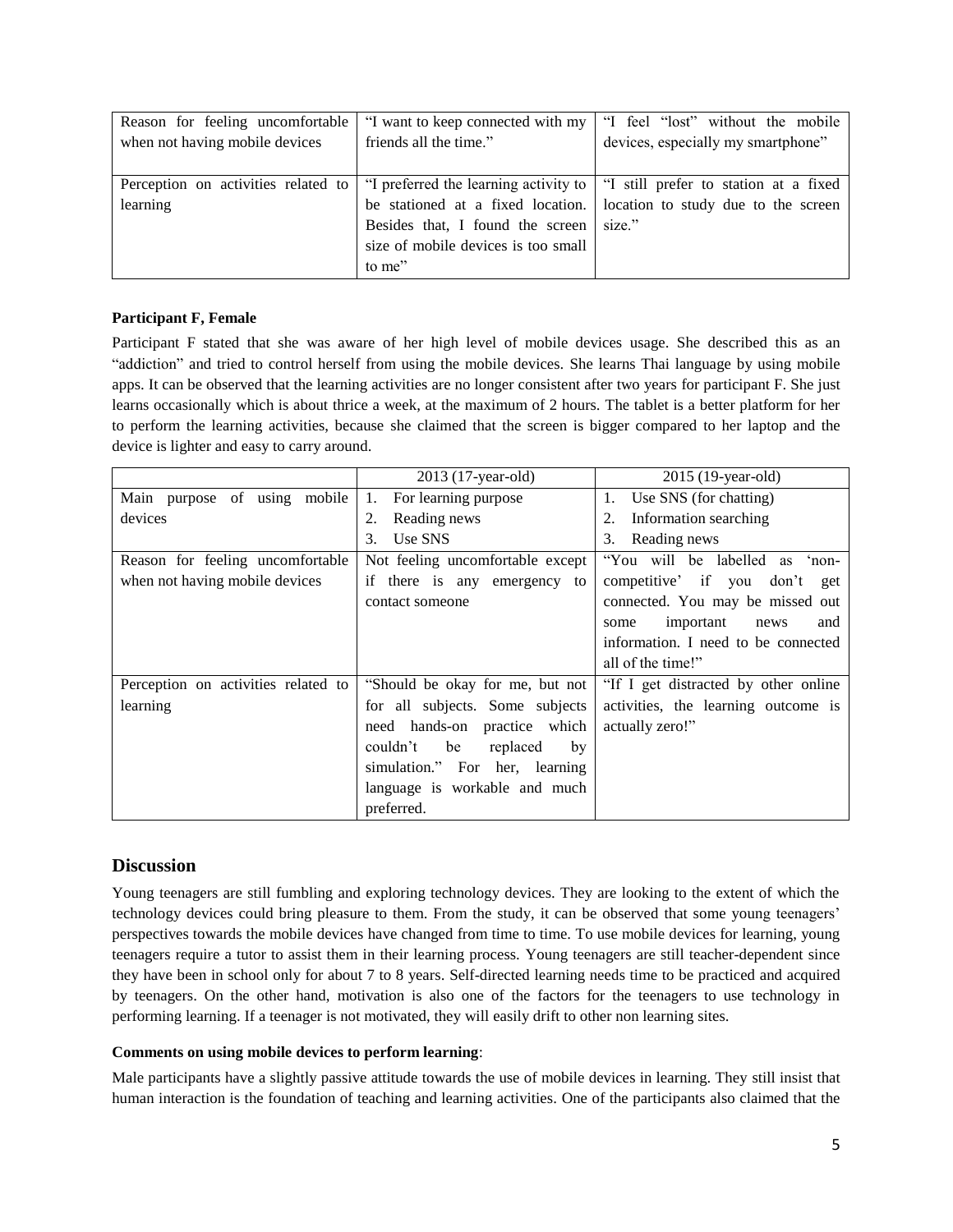| Reason for feeling uncomfortable when not having mobile devices | "I want to keep connected with my friends all the time." | "I feel "lost" without the mobile devices, especially my smartphone" |
|---|---|---|
| Perception on activities related to learning | "I preferred the learning activity to be stationed at a fixed location. Besides that, I found the screen size of mobile devices is too small to me" | "I still prefer to station at a fixed location to study due to the screen size." |

**Participant F, Female**

Participant F stated that she was aware of her high level of mobile devices usage. She described this as an "addiction" and tried to control herself from using the mobile devices. She learns Thai language by using mobile apps. It can be observed that the learning activities are no longer consistent after two years for participant F. She just learns occasionally which is about thrice a week, at the maximum of 2 hours. The tablet is a better platform for her to perform the learning activities, because she claimed that the screen is bigger compared to her laptop and the device is lighter and easy to carry around.

| | 2013 (17-year-old) | 2015 (19-year-old) |
|---|---|---|
| Main purpose of using mobile devices | 1. For learning purpose<br>2. Reading news<br>3. Use SNS | 1. Use SNS (for chatting)<br>2. Information searching<br>3. Reading news |
| Reason for feeling uncomfortable when not having mobile devices | Not feeling uncomfortable except if there is any emergency to contact someone | "You will be labelled as 'non-competitive' if you don't get connected. You may be missed out some important news and information. I need to be connected all of the time!" |
| Perception on activities related to learning | "Should be okay for me, but not for all subjects. Some subjects need hands-on practice which couldn't be replaced by simulation." For her, learning language is workable and much preferred. | "If I get distracted by other online activities, the learning outcome is actually zero!" |

## Discussion

Young teenagers are still fumbling and exploring technology devices. They are looking to the extent of which the technology devices could bring pleasure to them. From the study, it can be observed that some young teenagers' perspectives towards the mobile devices have changed from time to time. To use mobile devices for learning, young teenagers require a tutor to assist them in their learning process. Young teenagers are still teacher-dependent since they have been in school only for about 7 to 8 years. Self-directed learning needs time to be practiced and acquired by teenagers. On the other hand, motivation is also one of the factors for the teenagers to use technology in performing learning. If a teenager is not motivated, they will easily drift to other non learning sites.

**Comments on using mobile devices to perform learning**:

Male participants have a slightly passive attitude towards the use of mobile devices in learning. They still insist that human interaction is the foundation of teaching and learning activities. One of the participants also claimed that the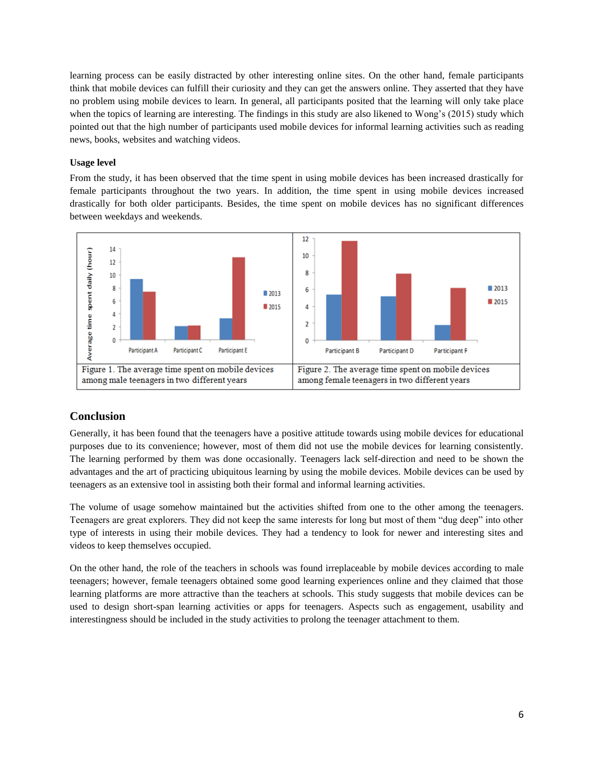learning process can be easily distracted by other interesting online sites. On the other hand, female participants think that mobile devices can fulfill their curiosity and they can get the answers online. They asserted that they have no problem using mobile devices to learn. In general, all participants posited that the learning will only take place when the topics of learning are interesting. The findings in this study are also likened to Wong's (2015) study which pointed out that the high number of participants used mobile devices for informal learning activities such as reading news, books, websites and watching videos.

**Usage level**

From the study, it has been observed that the time spent in using mobile devices has been increased drastically for female participants throughout the two years. In addition, the time spent in using mobile devices increased drastically for both older participants. Besides, the time spent on mobile devices has no significant differences between weekdays and weekends.

Figure 1. The average time spent on mobile devices among male teenagers in two different years

Figure 2. The average time spent on mobile devices among female teenagers in two different years

## Conclusion

Generally, it has been found that the teenagers have a positive attitude towards using mobile devices for educational purposes due to its convenience; however, most of them did not use the mobile devices for learning consistently. The learning performed by them was done occasionally. Teenagers lack self-direction and need to be shown the advantages and the art of practicing ubiquitous learning by using the mobile devices. Mobile devices can be used by teenagers as an extensive tool in assisting both their formal and informal learning activities.

The volume of usage somehow maintained but the activities shifted from one to the other among the teenagers. Teenagers are great explorers. They did not keep the same interests for long but most of them "dug deep" into other type of interests in using their mobile devices. They had a tendency to look for newer and interesting sites and videos to keep themselves occupied.

On the other hand, the role of the teachers in schools was found irreplaceable by mobile devices according to male teenagers; however, female teenagers obtained some good learning experiences online and they claimed that those learning platforms are more attractive than the teachers at schools. This study suggests that mobile devices can be used to design short-span learning activities or apps for teenagers. Aspects such as engagement, usability and interestingness should be included in the study activities to prolong the teenager attachment to them.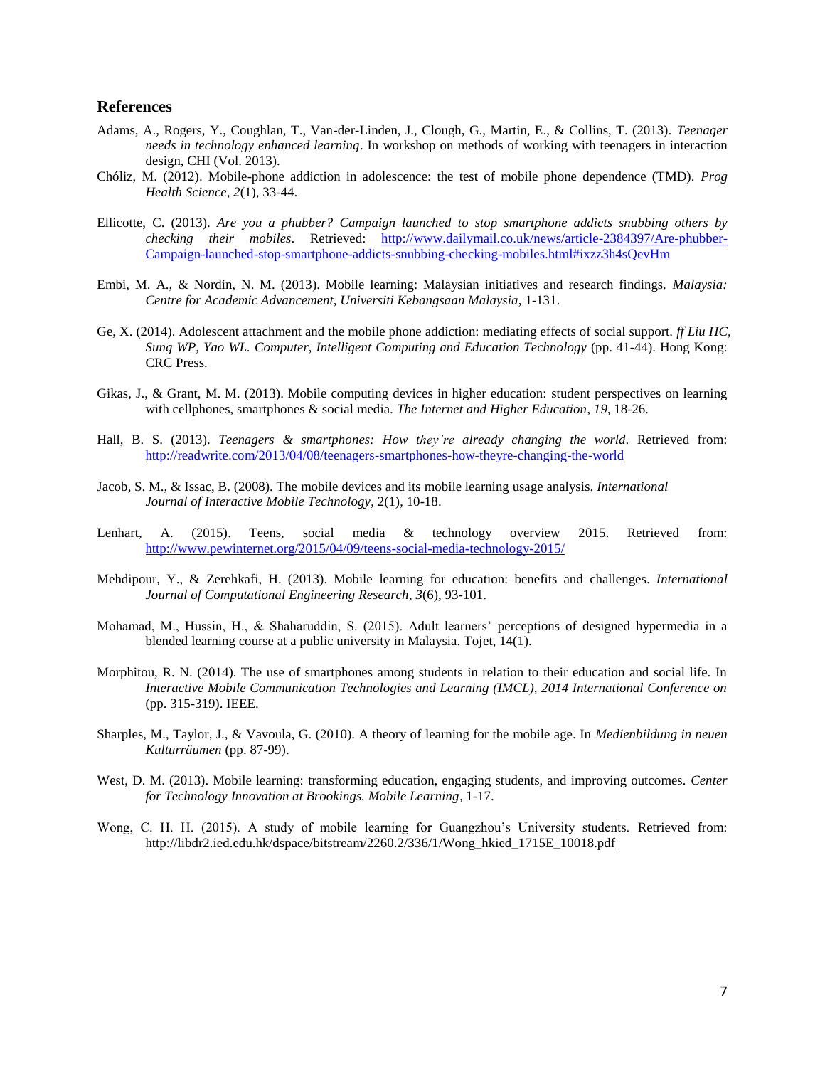## References

Adams, A., Rogers, Y., Coughlan, T., Van-der-Linden, J., Clough, G., Martin, E., & Collins, T. (2013). *Teenager needs in technology enhanced learning*. In workshop on methods of working with teenagers in interaction design, CHI (Vol. 2013).

Chóliz, M. (2012). Mobile-phone addiction in adolescence: the test of mobile phone dependence (TMD). *Prog Health Science*, *2*(1), 33-44.

Ellicotte, C. (2013). *Are you a phubber? Campaign launched to stop smartphone addicts snubbing others by checking their mobiles*. Retrieved: http://www.dailymail.co.uk/news/article-2384397/Are-phubber-Campaign-launched-stop-smartphone-addicts-snubbing-checking-mobiles.html#ixzz3h4sQevHm

Embi, M. A., & Nordin, N. M. (2013). Mobile learning: Malaysian initiatives and research findings. *Malaysia: Centre for Academic Advancement, Universiti Kebangsaan Malaysia*, 1-131.

Ge, X. (2014). Adolescent attachment and the mobile phone addiction: mediating effects of social support. *ff Liu HC, Sung WP, Yao WL. Computer, Intelligent Computing and Education Technology* (pp. 41-44). Hong Kong: CRC Press.

Gikas, J., & Grant, M. M. (2013). Mobile computing devices in higher education: student perspectives on learning with cellphones, smartphones & social media. *The Internet and Higher Education*, *19*, 18-26.

Hall, B. S. (2013). *Teenagers & smartphones: How they're already changing the world*. Retrieved from: http://readwrite.com/2013/04/08/teenagers-smartphones-how-theyre-changing-the-world

Jacob, S. M., & Issac, B. (2008). The mobile devices and its mobile learning usage analysis. *International Journal of Interactive Mobile Technology*, 2(1), 10-18.

Lenhart, A. (2015). Teens, social media & technology overview 2015. Retrieved from: http://www.pewinternet.org/2015/04/09/teens-social-media-technology-2015/

Mehdipour, Y., & Zerehkafi, H. (2013). Mobile learning for education: benefits and challenges. *International Journal of Computational Engineering Research*, *3*(6), 93-101.

Mohamad, M., Hussin, H., & Shaharuddin, S. (2015). Adult learners' perceptions of designed hypermedia in a blended learning course at a public university in Malaysia. Tojet, 14(1).

Morphitou, R. N. (2014). The use of smartphones among students in relation to their education and social life. In *Interactive Mobile Communication Technologies and Learning (IMCL), 2014 International Conference on* (pp. 315-319). IEEE.

Sharples, M., Taylor, J., & Vavoula, G. (2010). A theory of learning for the mobile age. In *Medienbildung in neuen Kulturräumen* (pp. 87-99).

West, D. M. (2013). Mobile learning: transforming education, engaging students, and improving outcomes. *Center for Technology Innovation at Brookings. Mobile Learning*, 1-17.

Wong, C. H. H. (2015). A study of mobile learning for Guangzhou's University students. Retrieved from: http://libdr2.ied.edu.hk/dspace/bitstream/2260.2/336/1/Wong_hkied_1715E_10018.pdf